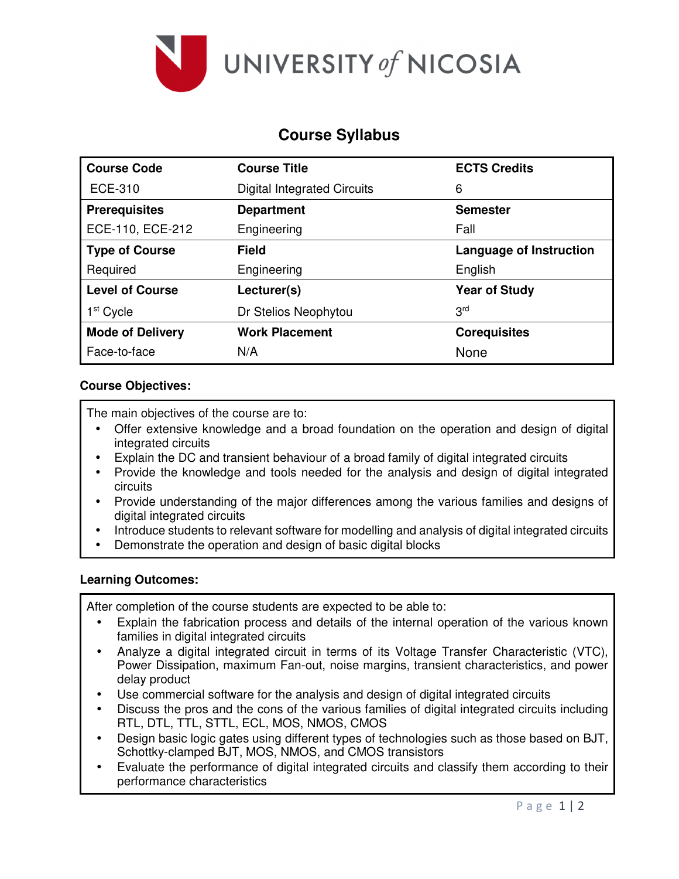UNIVERSITY of NICOSIA

# Course Syllabus

| Course Code | Course Title | ECTS Credits |
|---|---|---|
| ECE-310 | Digital Integrated Circuits | 6 |
| **Prerequisites** | **Department** | **Semester** |
| ECE-110, ECE-212 | Engineering | Fall |
| **Type of Course** | **Field** | **Language of Instruction** |
| Required | Engineering | English |
| **Level of Course** | **Lecturer(s)** | **Year of Study** |
| 1st Cycle | Dr Stelios Neophytou | 3rd |
| **Mode of Delivery** | **Work Placement** | **Corequisites** |
| Face-to-face | N/A | None |

**Course Objectives:**

The main objectives of the course are to:

- Offer extensive knowledge and a broad foundation on the operation and design of digital integrated circuits
- Explain the DC and transient behaviour of a broad family of digital integrated circuits
- Provide the knowledge and tools needed for the analysis and design of digital integrated circuits
- Provide understanding of the major differences among the various families and designs of digital integrated circuits
- Introduce students to relevant software for modelling and analysis of digital integrated circuits
- Demonstrate the operation and design of basic digital blocks

**Learning Outcomes:**

After completion of the course students are expected to be able to:

- Explain the fabrication process and details of the internal operation of the various known families in digital integrated circuits
- Analyze a digital integrated circuit in terms of its Voltage Transfer Characteristic (VTC), Power Dissipation, maximum Fan-out, noise margins, transient characteristics, and power delay product
- Use commercial software for the analysis and design of digital integrated circuits
- Discuss the pros and the cons of the various families of digital integrated circuits including RTL, DTL, TTL, STTL, ECL, MOS, NMOS, CMOS
- Design basic logic gates using different types of technologies such as those based on BJT, Schottky-clamped BJT, MOS, NMOS, and CMOS transistors
- Evaluate the performance of digital integrated circuits and classify them according to their performance characteristics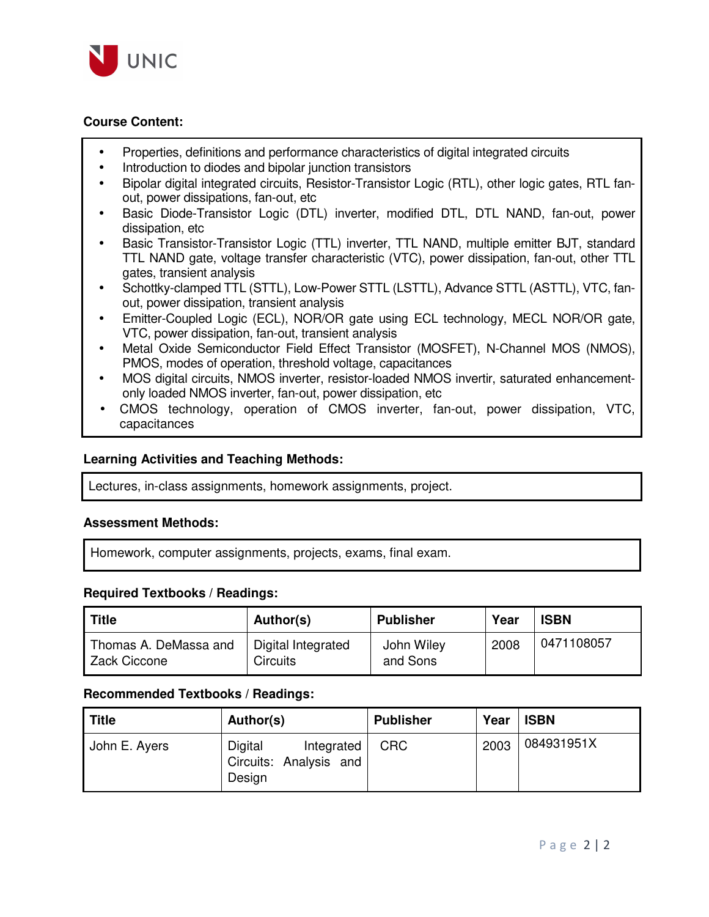**Course Content:**

- Properties, definitions and performance characteristics of digital integrated circuits
- Introduction to diodes and bipolar junction transistors
- Bipolar digital integrated circuits, Resistor-Transistor Logic (RTL), other logic gates, RTL fan-out, power dissipations, fan-out, etc
- Basic Diode-Transistor Logic (DTL) inverter, modified DTL, DTL NAND, fan-out, power dissipation, etc
- Basic Transistor-Transistor Logic (TTL) inverter, TTL NAND, multiple emitter BJT, standard TTL NAND gate, voltage transfer characteristic (VTC), power dissipation, fan-out, other TTL gates, transient analysis
- Schottky-clamped TTL (STTL), Low-Power STTL (LSTTL), Advance STTL (ASTTL), VTC, fan-out, power dissipation, transient analysis
- Emitter-Coupled Logic (ECL), NOR/OR gate using ECL technology, MECL NOR/OR gate, VTC, power dissipation, fan-out, transient analysis
- Metal Oxide Semiconductor Field Effect Transistor (MOSFET), N-Channel MOS (NMOS), PMOS, modes of operation, threshold voltage, capacitances
- MOS digital circuits, NMOS inverter, resistor-loaded NMOS invertir, saturated enhancement-only loaded NMOS inverter, fan-out, power dissipation, etc
- CMOS technology, operation of CMOS inverter, fan-out, power dissipation, VTC, capacitances

**Learning Activities and Teaching Methods:**

Lectures, in-class assignments, homework assignments, project.

**Assessment Methods:**

Homework, computer assignments, projects, exams, final exam.

**Required Textbooks / Readings:**

| Title | Author(s) | Publisher | Year | ISBN |
|---|---|---|---|---|
| Thomas A. DeMassa and Zack Ciccone | Digital Integrated Circuits | John Wiley and Sons | 2008 | 0471108057 |

**Recommended Textbooks / Readings:**

| Title | Author(s) | Publisher | Year | ISBN |
|---|---|---|---|---|
| John E. Ayers | Digital Integrated Circuits: Analysis and Design | CRC | 2003 | 084931951X |